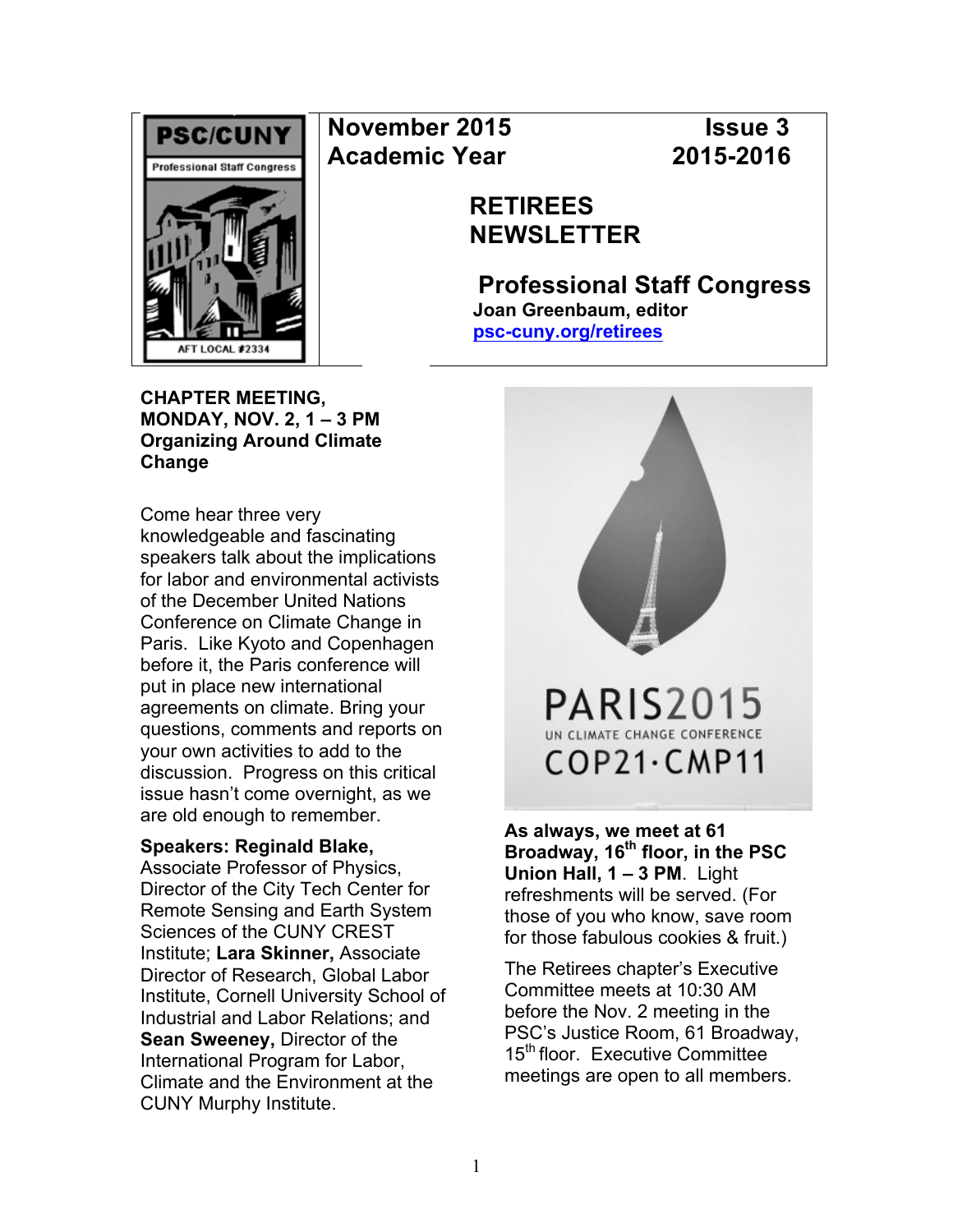# November 2015 Academic Year

**Issue 3 2015-2016**

## RETIREES NEWSLETTER

### Professional Staff Congress

**Joan Greenbaum, editor**

psc-cuny.org/retirees

**CHAPTER MEETING, MONDAY, NOV. 2, 1 – 3 PM**
**Organizing Around Climate Change**

Come hear three very knowledgeable and fascinating speakers talk about the implications for labor and environmental activists of the December United Nations Conference on Climate Change in Paris. Like Kyoto and Copenhagen before it, the Paris conference will put in place new international agreements on climate. Bring your questions, comments and reports on your own activities to add to the discussion. Progress on this critical issue hasn't come overnight, as we are old enough to remember.

**Speakers: Reginald Blake,** Associate Professor of Physics, Director of the City Tech Center for Remote Sensing and Earth System Sciences of the CUNY CREST Institute; **Lara Skinner,** Associate Director of Research, Global Labor Institute, Cornell University School of Industrial and Labor Relations; and **Sean Sweeney,** Director of the International Program for Labor, Climate and the Environment at the CUNY Murphy Institute.

PARIS2015
UN CLIMATE CHANGE CONFERENCE
COP21·CMP11

**As always, we meet at 61 Broadway, 16th floor, in the PSC Union Hall, 1 – 3 PM**. Light refreshments will be served. (For those of you who know, save room for those fabulous cookies & fruit.)

The Retirees chapter's Executive Committee meets at 10:30 AM before the Nov. 2 meeting in the PSC's Justice Room, 61 Broadway, 15th floor. Executive Committee meetings are open to all members.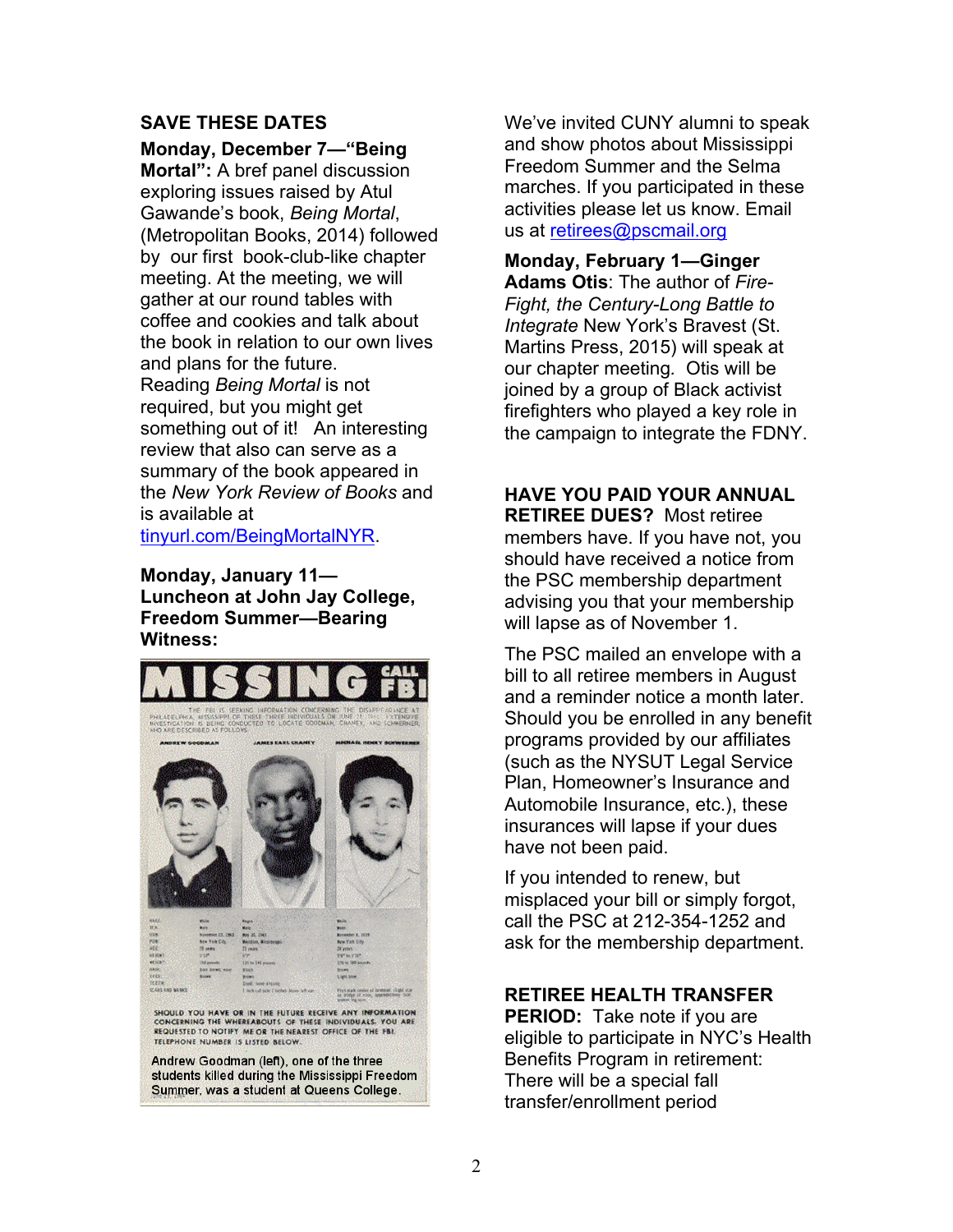## SAVE THESE DATES

**Monday, December 7—"Being Mortal":** A bref panel discussion exploring issues raised by Atul Gawande's book, *Being Mortal*, (Metropolitan Books, 2014) followed by our first book-club-like chapter meeting. At the meeting, we will gather at our round tables with coffee and cookies and talk about the book in relation to our own lives and plans for the future. Reading *Being Mortal* is not required, but you might get something out of it! An interesting review that also can serve as a summary of the book appeared in the *New York Review of Books* and is available at tinyurl.com/BeingMortalNYR.

**Monday, January 11—Luncheon at John Jay College, Freedom Summer—Bearing Witness:**

Andrew Goodman (left), one of the three students killed during the Mississippi Freedom Summer, was a student at Queens College.

We've invited CUNY alumni to speak and show photos about Mississippi Freedom Summer and the Selma marches. If you participated in these activities please let us know. Email us at retirees@pscmail.org

**Monday, February 1—Ginger Adams Otis**: The author of *Fire-Fight, the Century-Long Battle to Integrate* New York's Bravest (St. Martins Press, 2015) will speak at our chapter meeting. Otis will be joined by a group of Black activist firefighters who played a key role in the campaign to integrate the FDNY.

**HAVE YOU PAID YOUR ANNUAL RETIREE DUES?** Most retiree members have. If you have not, you should have received a notice from the PSC membership department advising you that your membership will lapse as of November 1.

The PSC mailed an envelope with a bill to all retiree members in August and a reminder notice a month later. Should you be enrolled in any benefit programs provided by our affiliates (such as the NYSUT Legal Service Plan, Homeowner's Insurance and Automobile Insurance, etc.), these insurances will lapse if your dues have not been paid.

If you intended to renew, but misplaced your bill or simply forgot, call the PSC at 212-354-1252 and ask for the membership department.

**RETIREE HEALTH TRANSFER PERIOD:** Take note if you are eligible to participate in NYC's Health Benefits Program in retirement: There will be a special fall transfer/enrollment period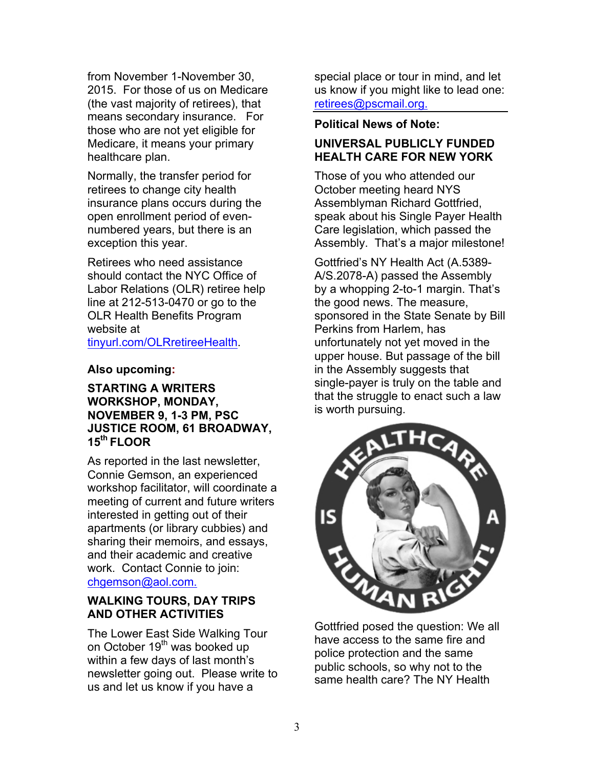from November 1-November 30, 2015. For those of us on Medicare (the vast majority of retirees), that means secondary insurance. For those who are not yet eligible for Medicare, it means your primary healthcare plan.

Normally, the transfer period for retirees to change city health insurance plans occurs during the open enrollment period of even-numbered years, but there is an exception this year.

Retirees who need assistance should contact the NYC Office of Labor Relations (OLR) retiree help line at 212-513-0470 or go to the OLR Health Benefits Program website at tinyurl.com/OLRretireeHealth.

**Also upcoming:**

**STARTING A WRITERS WORKSHOP, MONDAY, NOVEMBER 9, 1-3 PM, PSC JUSTICE ROOM, 61 BROADWAY, 15th FLOOR**

As reported in the last newsletter, Connie Gemson, an experienced workshop facilitator, will coordinate a meeting of current and future writers interested in getting out of their apartments (or library cubbies) and sharing their memoirs, and essays, and their academic and creative work. Contact Connie to join: chgemson@aol.com.

**WALKING TOURS, DAY TRIPS AND OTHER ACTIVITIES**

The Lower East Side Walking Tour on October 19th was booked up within a few days of last month's newsletter going out. Please write to us and let us know if you have a special place or tour in mind, and let us know if you might like to lead one: retirees@pscmail.org.

**Political News of Note:**

**UNIVERSAL PUBLICLY FUNDED HEALTH CARE FOR NEW YORK**

Those of you who attended our October meeting heard NYS Assemblyman Richard Gottfried, speak about his Single Payer Health Care legislation, which passed the Assembly. That's a major milestone!

Gottfried's NY Health Act (A.5389-A/S.2078-A) passed the Assembly by a whopping 2-to-1 margin. That's the good news. The measure, sponsored in the State Senate by Bill Perkins from Harlem, has unfortunately not yet moved in the upper house. But passage of the bill in the Assembly suggests that single-payer is truly on the table and that the struggle to enact such a law is worth pursuing.

HEALTHCARE IS A HUMAN RIGHT!

Gottfried posed the question: We all have access to the same fire and police protection and the same public schools, so why not to the same health care? The NY Health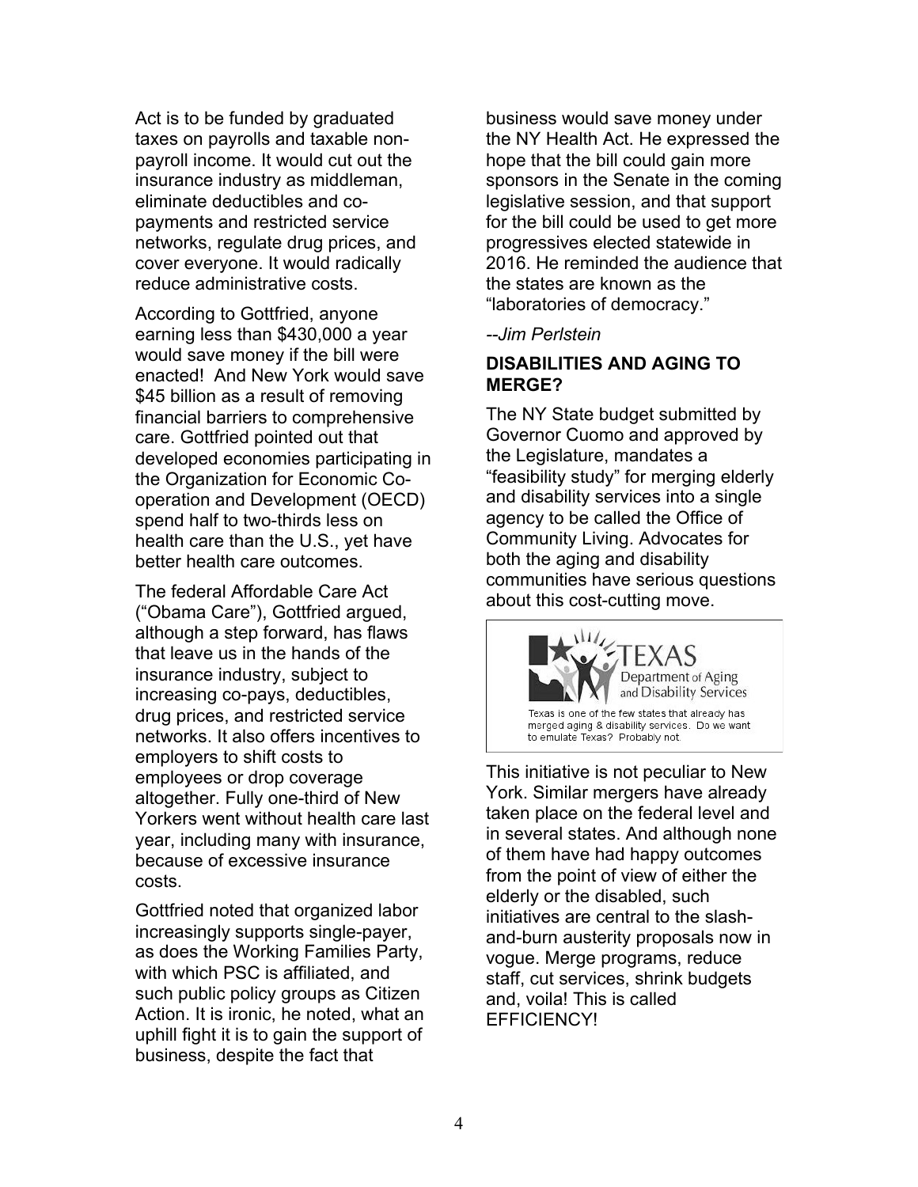Act is to be funded by graduated taxes on payrolls and taxable non-payroll income. It would cut out the insurance industry as middleman, eliminate deductibles and co-payments and restricted service networks, regulate drug prices, and cover everyone. It would radically reduce administrative costs.

According to Gottfried, anyone earning less than $430,000 a year would save money if the bill were enacted! And New York would save $45 billion as a result of removing financial barriers to comprehensive care. Gottfried pointed out that developed economies participating in the Organization for Economic Co-operation and Development (OECD) spend half to two-thirds less on health care than the U.S., yet have better health care outcomes.

The federal Affordable Care Act ("Obama Care"), Gottfried argued, although a step forward, has flaws that leave us in the hands of the insurance industry, subject to increasing co-pays, deductibles, drug prices, and restricted service networks. It also offers incentives to employers to shift costs to employees or drop coverage altogether. Fully one-third of New Yorkers went without health care last year, including many with insurance, because of excessive insurance costs.

Gottfried noted that organized labor increasingly supports single-payer, as does the Working Families Party, with which PSC is affiliated, and such public policy groups as Citizen Action. It is ironic, he noted, what an uphill fight it is to gain the support of business, despite the fact that business would save money under the NY Health Act. He expressed the hope that the bill could gain more sponsors in the Senate in the coming legislative session, and that support for the bill could be used to get more progressives elected statewide in 2016. He reminded the audience that the states are known as the "laboratories of democracy."

*--Jim Perlstein*

## DISABILITIES AND AGING TO MERGE?

The NY State budget submitted by Governor Cuomo and approved by the Legislature, mandates a "feasibility study" for merging elderly and disability services into a single agency to be called the Office of Community Living. Advocates for both the aging and disability communities have serious questions about this cost-cutting move.

TEXAS Department of Aging and Disability Services

Texas is one of the few states that already has merged aging & disability services. Do we want to emulate Texas? Probably not.

This initiative is not peculiar to New York. Similar mergers have already taken place on the federal level and in several states. And although none of them have had happy outcomes from the point of view of either the elderly or the disabled, such initiatives are central to the slash-and-burn austerity proposals now in vogue. Merge programs, reduce staff, cut services, shrink budgets and, voila! This is called EFFICIENCY!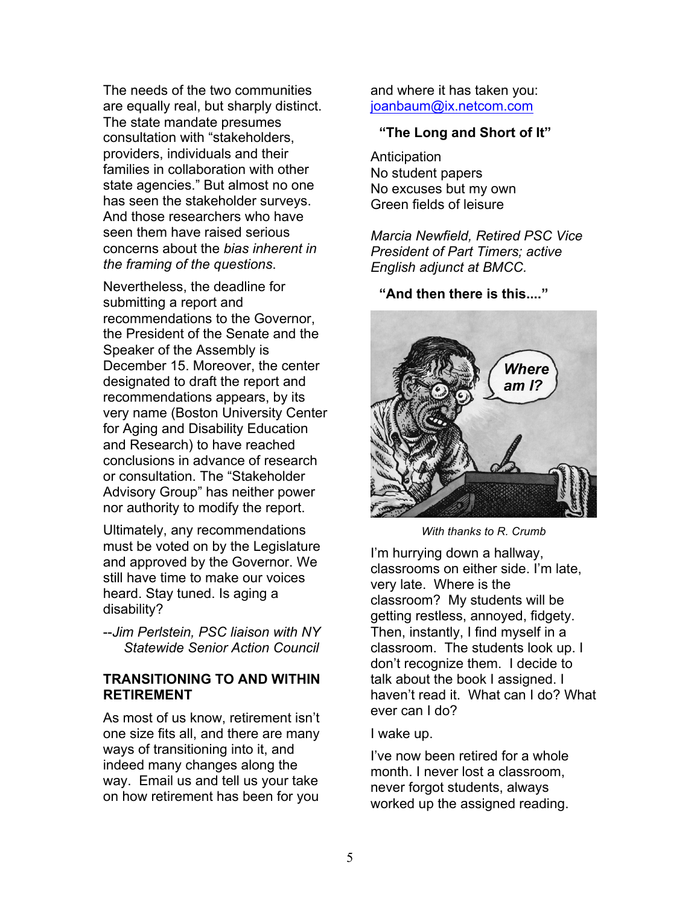The needs of the two communities are equally real, but sharply distinct. The state mandate presumes consultation with "stakeholders, providers, individuals and their families in collaboration with other state agencies." But almost no one has seen the stakeholder surveys. And those researchers who have seen them have raised serious concerns about the *bias inherent in the framing of the questions*.

Nevertheless, the deadline for submitting a report and recommendations to the Governor, the President of the Senate and the Speaker of the Assembly is December 15. Moreover, the center designated to draft the report and recommendations appears, by its very name (Boston University Center for Aging and Disability Education and Research) to have reached conclusions in advance of research or consultation. The "Stakeholder Advisory Group" has neither power nor authority to modify the report.

Ultimately, any recommendations must be voted on by the Legislature and approved by the Governor. We still have time to make our voices heard. Stay tuned. Is aging a disability?

*--Jim Perlstein, PSC liaison with NY Statewide Senior Action Council*

## TRANSITIONING TO AND WITHIN RETIREMENT

As most of us know, retirement isn't one size fits all, and there are many ways of transitioning into it, and indeed many changes along the way. Email us and tell us your take on how retirement has been for you and where it has taken you: [joanbaum@ix.netcom.com](mailto:joanbaum@ix.netcom.com)

### "The Long and Short of It"

Anticipation
No student papers
No excuses but my own
Green fields of leisure

*Marcia Newfield, Retired PSC Vice President of Part Timers; active English adjunct at BMCC.*

### "And then there is this...."

*With thanks to R. Crumb*

I'm hurrying down a hallway, classrooms on either side. I'm late, very late. Where is the classroom? My students will be getting restless, annoyed, fidgety. Then, instantly, I find myself in a classroom. The students look up. I don't recognize them. I decide to talk about the book I assigned. I haven't read it. What can I do? What ever can I do?

I wake up.

I've now been retired for a whole month. I never lost a classroom, never forgot students, always worked up the assigned reading.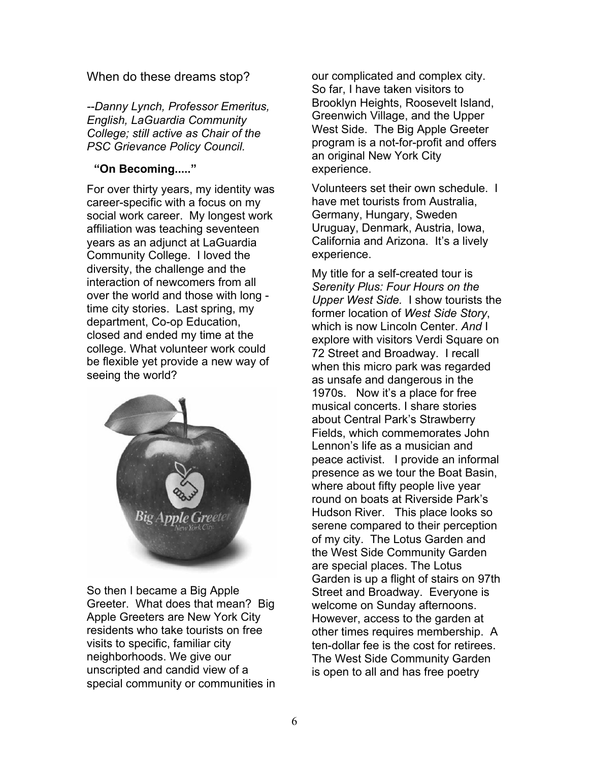When do these dreams stop?

*--Danny Lynch, Professor Emeritus, English, LaGuardia Community College; still active as Chair of the PSC Grievance Policy Council.*

**"On Becoming....."**

For over thirty years, my identity was career-specific with a focus on my social work career. My longest work affiliation was teaching seventeen years as an adjunct at LaGuardia Community College. I loved the diversity, the challenge and the interaction of newcomers from all over the world and those with long - time city stories. Last spring, my department, Co-op Education, closed and ended my time at the college. What volunteer work could be flexible yet provide a new way of seeing the world?

So then I became a Big Apple Greeter. What does that mean? Big Apple Greeters are New York City residents who take tourists on free visits to specific, familiar city neighborhoods. We give our unscripted and candid view of a special community or communities in our complicated and complex city. So far, I have taken visitors to Brooklyn Heights, Roosevelt Island, Greenwich Village, and the Upper West Side. The Big Apple Greeter program is a not-for-profit and offers an original New York City experience.

Volunteers set their own schedule. I have met tourists from Australia, Germany, Hungary, Sweden Uruguay, Denmark, Austria, Iowa, California and Arizona. It's a lively experience.

My title for a self-created tour is *Serenity Plus: Four Hours on the Upper West Side.* I show tourists the former location of *West Side Story*, which is now Lincoln Center. *And* I explore with visitors Verdi Square on 72 Street and Broadway. I recall when this micro park was regarded as unsafe and dangerous in the 1970s. Now it's a place for free musical concerts. I share stories about Central Park's Strawberry Fields, which commemorates John Lennon's life as a musician and peace activist. I provide an informal presence as we tour the Boat Basin, where about fifty people live year round on boats at Riverside Park's Hudson River. This place looks so serene compared to their perception of my city. The Lotus Garden and the West Side Community Garden are special places. The Lotus Garden is up a flight of stairs on 97th Street and Broadway. Everyone is welcome on Sunday afternoons. However, access to the garden at other times requires membership. A ten-dollar fee is the cost for retirees. The West Side Community Garden is open to all and has free poetry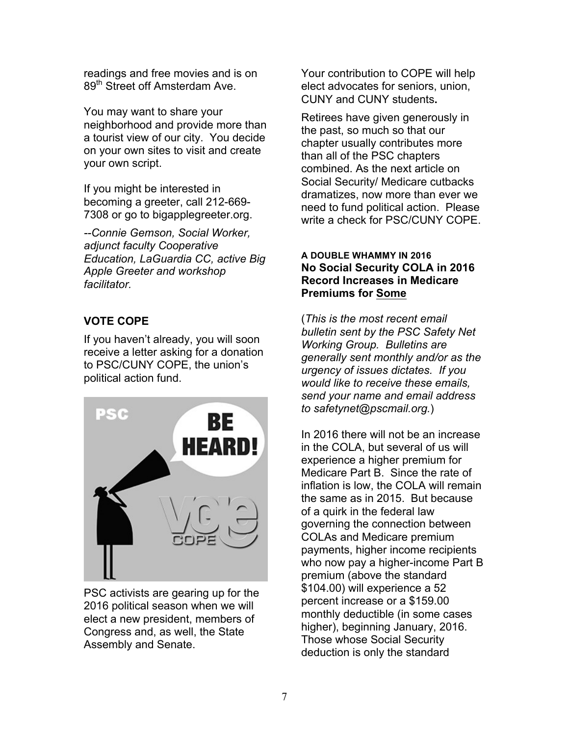readings and free movies and is on 89th Street off Amsterdam Ave.

You may want to share your neighborhood and provide more than a tourist view of our city. You decide on your own sites to visit and create your own script.

If you might be interested in becoming a greeter, call 212-669-7308 or go to bigapplegreeter.org.

*--Connie Gemson, Social Worker, adjunct faculty Cooperative Education, LaGuardia CC, active Big Apple Greeter and workshop facilitator.*

## VOTE COPE

If you haven't already, you will soon receive a letter asking for a donation to PSC/CUNY COPE, the union's political action fund.

PSC activists are gearing up for the 2016 political season when we will elect a new president, members of Congress and, as well, the State Assembly and Senate.

Your contribution to COPE will help elect advocates for seniors, union, CUNY and CUNY students**.**

Retirees have given generously in the past, so much so that our chapter usually contributes more than all of the PSC chapters combined. As the next article on Social Security/ Medicare cutbacks dramatizes, now more than ever we need to fund political action. Please write a check for PSC/CUNY COPE.

#### A DOUBLE WHAMMY IN 2016

## No Social Security COLA in 2016 Record Increases in Medicare Premiums for <u>Some</u>

(*This is the most recent email bulletin sent by the PSC Safety Net Working Group. Bulletins are generally sent monthly and/or as the urgency of issues dictates. If you would like to receive these emails, send your name and email address to safetynet@pscmail.org.*)

In 2016 there will not be an increase in the COLA, but several of us will experience a higher premium for Medicare Part B. Since the rate of inflation is low, the COLA will remain the same as in 2015. But because of a quirk in the federal law governing the connection between COLAs and Medicare premium payments, higher income recipients who now pay a higher-income Part B premium (above the standard $104.00) will experience a 52 percent increase or a $159.00 monthly deductible (in some cases higher), beginning January, 2016. Those whose Social Security deduction is only the standard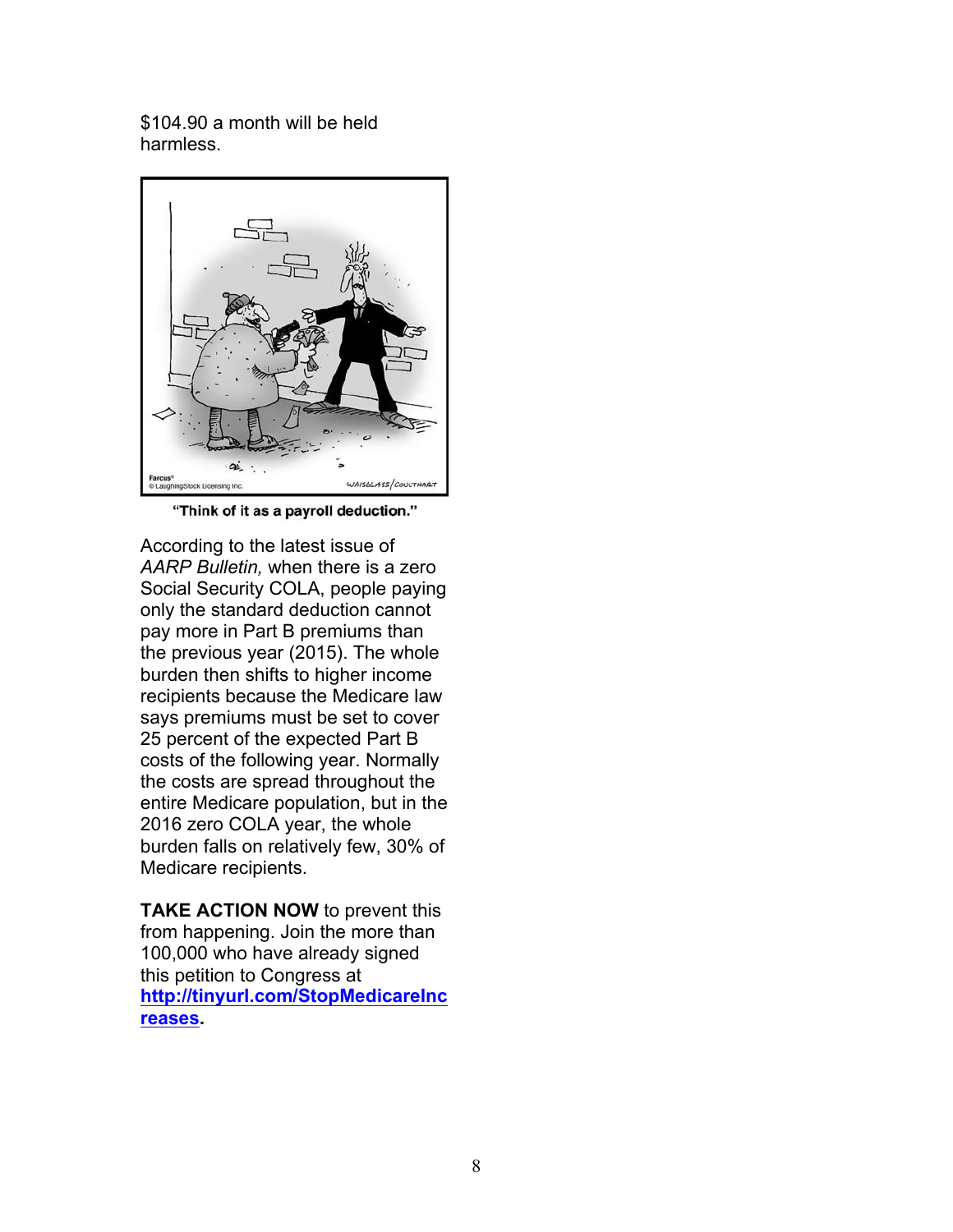$104.90 a month will be held harmless.

"Think of it as a payroll deduction."

According to the latest issue of *AARP Bulletin,* when there is a zero Social Security COLA, people paying only the standard deduction cannot pay more in Part B premiums than the previous year (2015). The whole burden then shifts to higher income recipients because the Medicare law says premiums must be set to cover 25 percent of the expected Part B costs of the following year. Normally the costs are spread throughout the entire Medicare population, but in the 2016 zero COLA year, the whole burden falls on relatively few, 30% of Medicare recipients.

**TAKE ACTION NOW** to prevent this from happening. Join the more than 100,000 who have already signed this petition to Congress at **http://tinyurl.com/StopMedicareIncreases**.